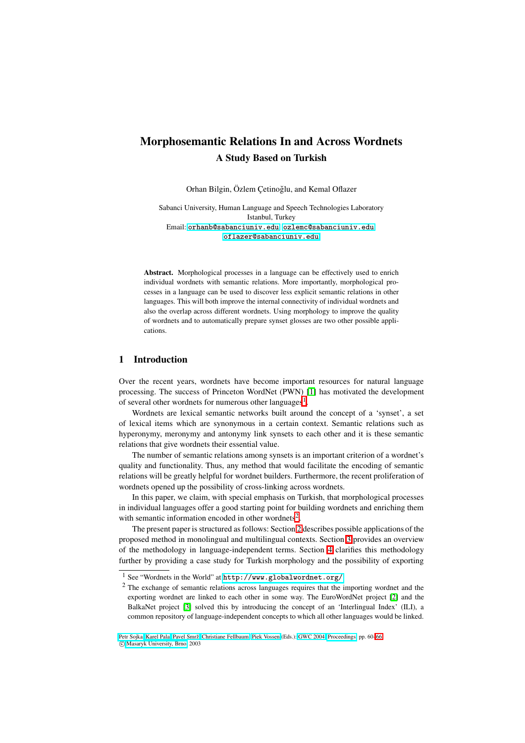# Morphosemantic Relations In and Across Wordnets

## A Study Based on Turkish

Orhan Bilgin, Özlem Çetinoğlu, and Kemal Oflazer

Sabanci University, Human Language and Speech Technologies Laboratory
Istanbul, Turkey
Email: orhanb@sabanciuniv.edu, ozlemc@sabanciuniv.edu, oflazer@sabanciuniv.edu

**Abstract.** Morphological processes in a language can be effectively used to enrich individual wordnets with semantic relations. More importantly, morphological processes in a language can be used to discover less explicit semantic relations in other languages. This will both improve the internal connectivity of individual wordnets and also the overlap across different wordnets. Using morphology to improve the quality of wordnets and to automatically prepare synset glosses are two other possible applications.

## 1 Introduction

Over the recent years, wordnets have become important resources for natural language processing. The success of Princeton WordNet (PWN) [1] has motivated the development of several other wordnets for numerous other languages[1].

Wordnets are lexical semantic networks built around the concept of a 'synset', a set of lexical items which are synonymous in a certain context. Semantic relations such as hyperonymy, meronymy and antonymy link synsets to each other and it is these semantic relations that give wordnets their essential value.

The number of semantic relations among synsets is an important criterion of a wordnet's quality and functionality. Thus, any method that would facilitate the encoding of semantic relations will be greatly helpful for wordnet builders. Furthermore, the recent proliferation of wordnets opened up the possibility of cross-linking across wordnets.

In this paper, we claim, with special emphasis on Turkish, that morphological processes in individual languages offer a good starting point for building wordnets and enriching them with semantic information encoded in other wordnets[2].

The present paper is structured as follows: Section 2 describes possible applications of the proposed method in monolingual and multilingual contexts. Section 3 provides an overview of the methodology in language-independent terms. Section 4 clarifies this methodology further by providing a case study for Turkish morphology and the possibility of exporting

---

[1] See "Wordnets in the World" at http://www.globalwordnet.org/

[2] The exchange of semantic relations across languages requires that the importing wordnet and the exporting wordnet are linked to each other in some way. The EuroWordNet project [2] and the BalkaNet project [3] solved this by introducing the concept of an 'Interlingual Index' (ILI), a common repository of language-independent concepts to which all other languages would be linked.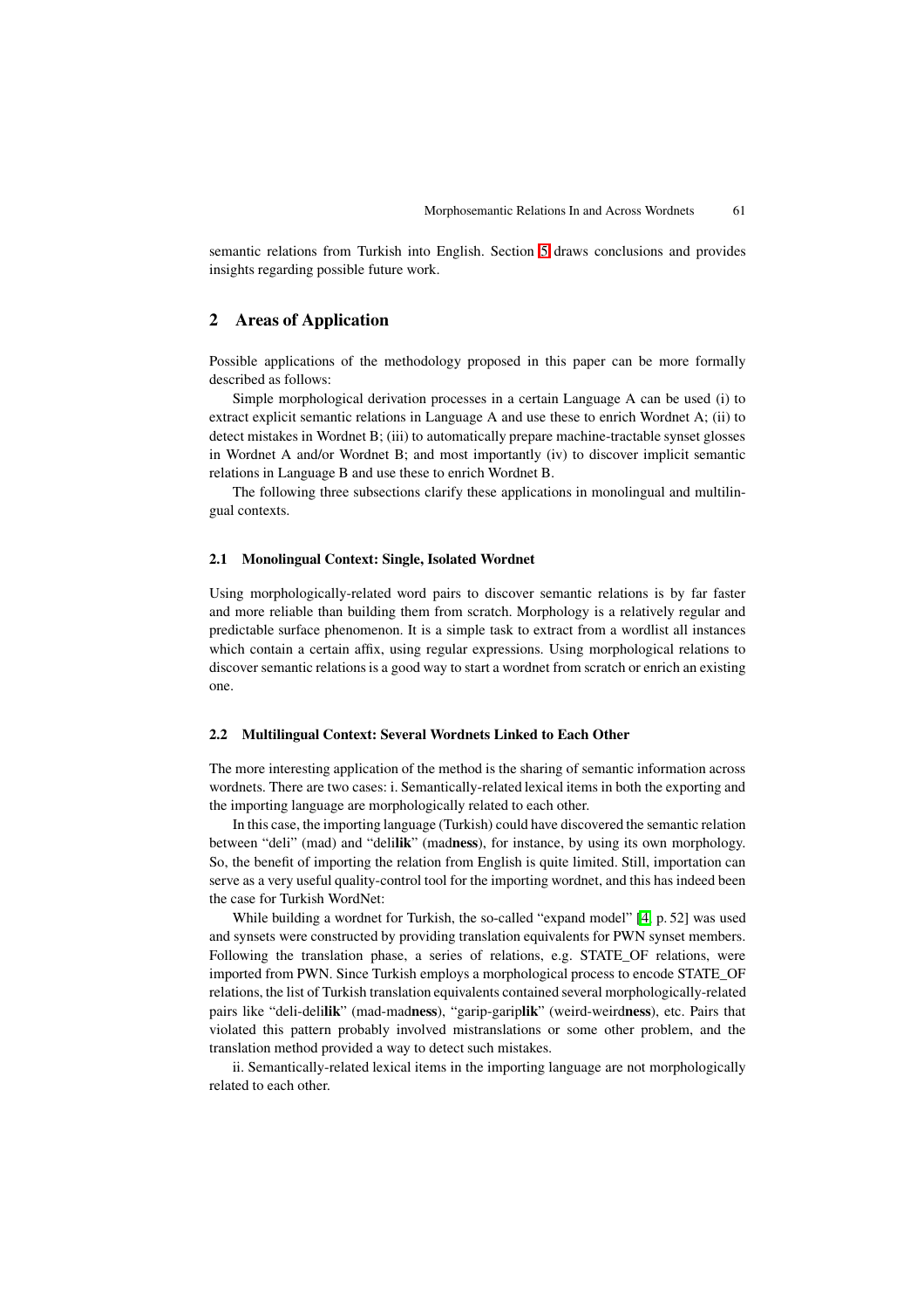semantic relations from Turkish into English. Section 5 draws conclusions and provides insights regarding possible future work.

## 2 Areas of Application

Possible applications of the methodology proposed in this paper can be more formally described as follows:

Simple morphological derivation processes in a certain Language A can be used (i) to extract explicit semantic relations in Language A and use these to enrich Wordnet A; (ii) to detect mistakes in Wordnet B; (iii) to automatically prepare machine-tractable synset glosses in Wordnet A and/or Wordnet B; and most importantly (iv) to discover implicit semantic relations in Language B and use these to enrich Wordnet B.

The following three subsections clarify these applications in monolingual and multilingual contexts.

### 2.1 Monolingual Context: Single, Isolated Wordnet

Using morphologically-related word pairs to discover semantic relations is by far faster and more reliable than building them from scratch. Morphology is a relatively regular and predictable surface phenomenon. It is a simple task to extract from a wordlist all instances which contain a certain affix, using regular expressions. Using morphological relations to discover semantic relations is a good way to start a wordnet from scratch or enrich an existing one.

### 2.2 Multilingual Context: Several Wordnets Linked to Each Other

The more interesting application of the method is the sharing of semantic information across wordnets. There are two cases: i. Semantically-related lexical items in both the exporting and the importing language are morphologically related to each other.

In this case, the importing language (Turkish) could have discovered the semantic relation between "deli" (mad) and "deli**lik**" (mad**ness**), for instance, by using its own morphology. So, the benefit of importing the relation from English is quite limited. Still, importation can serve as a very useful quality-control tool for the importing wordnet, and this has indeed been the case for Turkish WordNet:

While building a wordnet for Turkish, the so-called "expand model" [4, p. 52] was used and synsets were constructed by providing translation equivalents for PWN synset members. Following the translation phase, a series of relations, e.g. STATE_OF relations, were imported from PWN. Since Turkish employs a morphological process to encode STATE_OF relations, the list of Turkish translation equivalents contained several morphologically-related pairs like "deli-deli**lik**" (mad-mad**ness**), "garip-garip**lik**" (weird-weird**ness**), etc. Pairs that violated this pattern probably involved mistranslations or some other problem, and the translation method provided a way to detect such mistakes.

ii. Semantically-related lexical items in the importing language are not morphologically related to each other.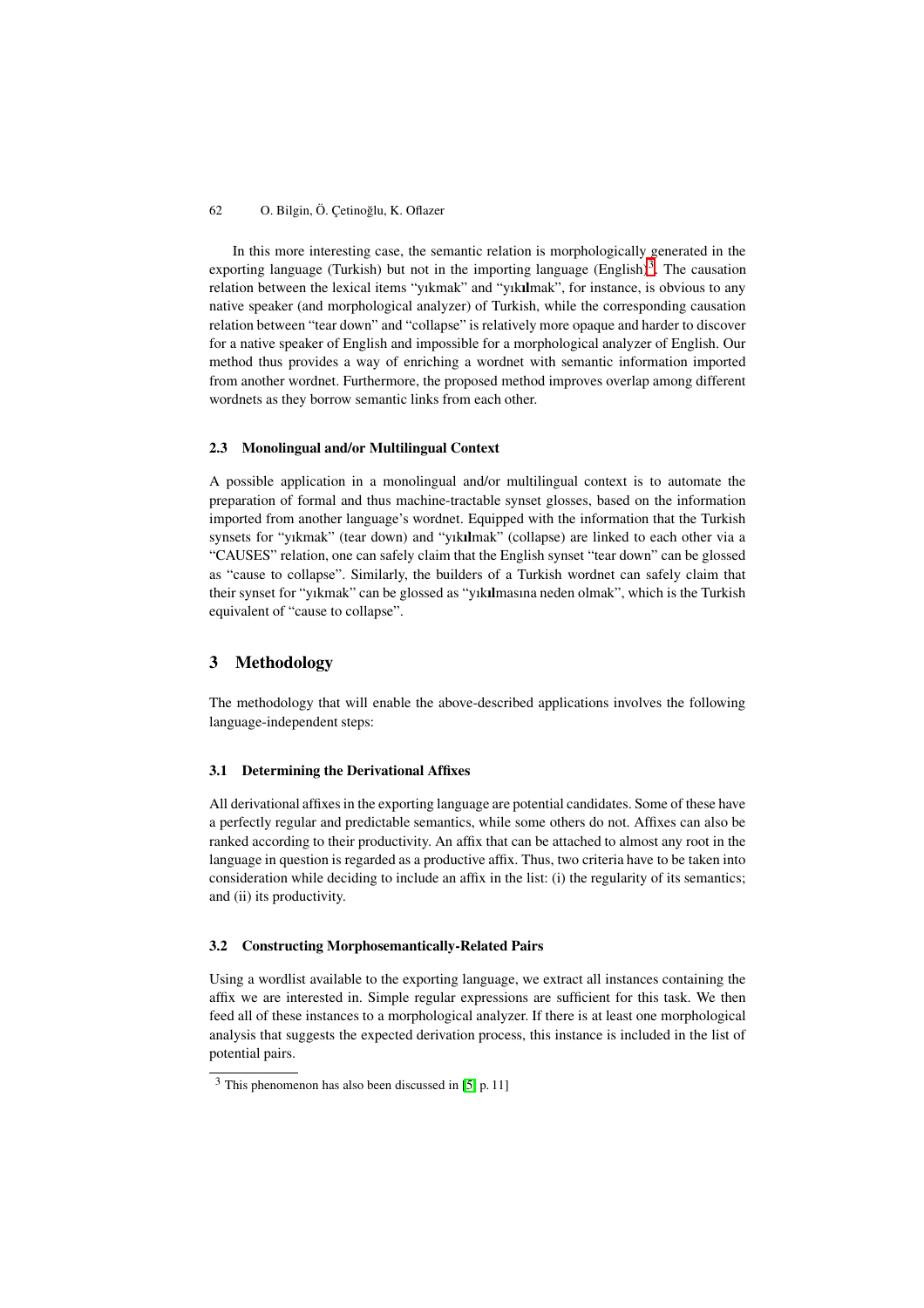In this more interesting case, the semantic relation is morphologically generated in the exporting language (Turkish) but not in the importing language (English)[3]. The causation relation between the lexical items "yıkmak" and "yık**ıl**mak", for instance, is obvious to any native speaker (and morphological analyzer) of Turkish, while the corresponding causation relation between "tear down" and "collapse" is relatively more opaque and harder to discover for a native speaker of English and impossible for a morphological analyzer of English. Our method thus provides a way of enriching a wordnet with semantic information imported from another wordnet. Furthermore, the proposed method improves overlap among different wordnets as they borrow semantic links from each other.

### 2.3 Monolingual and/or Multilingual Context

A possible application in a monolingual and/or multilingual context is to automate the preparation of formal and thus machine-tractable synset glosses, based on the information imported from another language's wordnet. Equipped with the information that the Turkish synsets for "yıkmak" (tear down) and "yık**ıl**mak" (collapse) are linked to each other via a "CAUSES" relation, one can safely claim that the English synset "tear down" can be glossed as "cause to collapse". Similarly, the builders of a Turkish wordnet can safely claim that their synset for "yıkmak" can be glossed as "yık**ıl**masına neden olmak", which is the Turkish equivalent of "cause to collapse".

## 3 Methodology

The methodology that will enable the above-described applications involves the following language-independent steps:

### 3.1 Determining the Derivational Affixes

All derivational affixes in the exporting language are potential candidates. Some of these have a perfectly regular and predictable semantics, while some others do not. Affixes can also be ranked according to their productivity. An affix that can be attached to almost any root in the language in question is regarded as a productive affix. Thus, two criteria have to be taken into consideration while deciding to include an affix in the list: (i) the regularity of its semantics; and (ii) its productivity.

### 3.2 Constructing Morphosemantically-Related Pairs

Using a wordlist available to the exporting language, we extract all instances containing the affix we are interested in. Simple regular expressions are sufficient for this task. We then feed all of these instances to a morphological analyzer. If there is at least one morphological analysis that suggests the expected derivation process, this instance is included in the list of potential pairs.

---

[3] This phenomenon has also been discussed in [5] p. 11]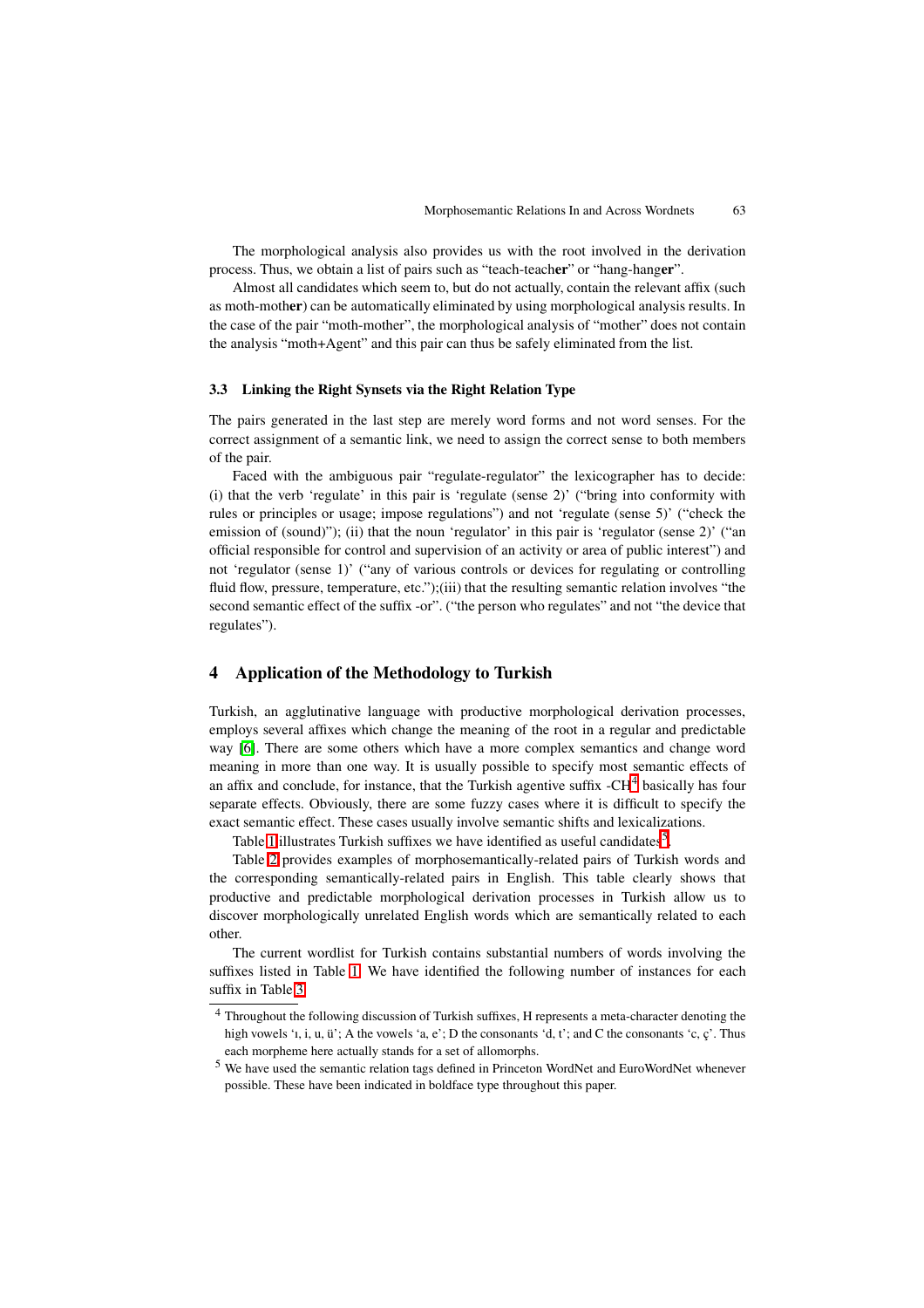The morphological analysis also provides us with the root involved in the derivation process. Thus, we obtain a list of pairs such as "teach-teach**er**" or "hang-hang**er**".

Almost all candidates which seem to, but do not actually, contain the relevant affix (such as moth-moth**er**) can be automatically eliminated by using morphological analysis results. In the case of the pair "moth-mother", the morphological analysis of "mother" does not contain the analysis "moth+Agent" and this pair can thus be safely eliminated from the list.

### 3.3 Linking the Right Synsets via the Right Relation Type

The pairs generated in the last step are merely word forms and not word senses. For the correct assignment of a semantic link, we need to assign the correct sense to both members of the pair.

Faced with the ambiguous pair "regulate-regulator" the lexicographer has to decide: (i) that the verb 'regulate' in this pair is 'regulate (sense 2)' ("bring into conformity with rules or principles or usage; impose regulations") and not 'regulate (sense 5)' ("check the emission of (sound)"); (ii) that the noun 'regulator' in this pair is 'regulator (sense 2)' ("an official responsible for control and supervision of an activity or area of public interest") and not 'regulator (sense 1)' ("any of various controls or devices for regulating or controlling fluid flow, pressure, temperature, etc.");(iii) that the resulting semantic relation involves "the second semantic effect of the suffix -or". ("the person who regulates" and not "the device that regulates").

## 4 Application of the Methodology to Turkish

Turkish, an agglutinative language with productive morphological derivation processes, employs several affixes which change the meaning of the root in a regular and predictable way [6]. There are some others which have a more complex semantics and change word meaning in more than one way. It is usually possible to specify most semantic effects of an affix and conclude, for instance, that the Turkish agentive suffix -CH[4] basically has four separate effects. Obviously, there are some fuzzy cases where it is difficult to specify the exact semantic effect. These cases usually involve semantic shifts and lexicalizations.

Table 1 illustrates Turkish suffixes we have identified as useful candidates[5].

Table 2 provides examples of morphosemantically-related pairs of Turkish words and the corresponding semantically-related pairs in English. This table clearly shows that productive and predictable morphological derivation processes in Turkish allow us to discover morphologically unrelated English words which are semantically related to each other.

The current wordlist for Turkish contains substantial numbers of words involving the suffixes listed in Table 1. We have identified the following number of instances for each suffix in Table 3.

[4] Throughout the following discussion of Turkish suffixes, H represents a meta-character denoting the high vowels 'ı, i, u, ü'; A the vowels 'a, e'; D the consonants 'd, t'; and C the consonants 'c, ç'. Thus each morpheme here actually stands for a set of allomorphs.

[5] We have used the semantic relation tags defined in Princeton WordNet and EuroWordNet whenever possible. These have been indicated in boldface type throughout this paper.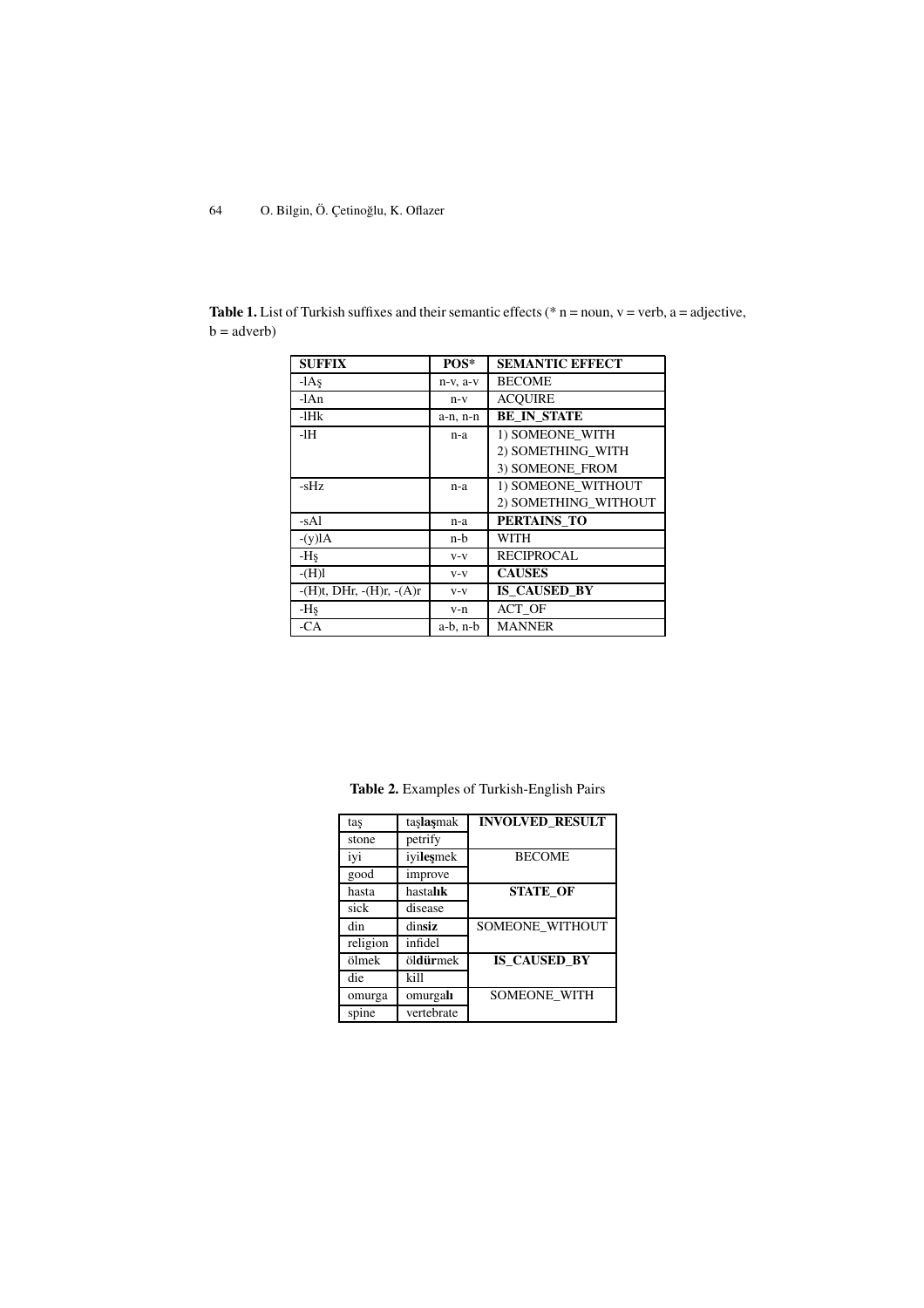**Table 1.** List of Turkish suffixes and their semantic effects (* n = noun, v = verb, a = adjective, b = adverb)

| SUFFIX | POS* | SEMANTIC EFFECT |
|---|---|---|
| -lAş | n-v, a-v | BECOME |
| -lAn | n-v | ACQUIRE |
| -lHk | a-n, n-n | **BE_IN_STATE** |
| -lH | n-a | 1) SOMEONE_WITH<br>2) SOMETHING_WITH<br>3) SOMEONE_FROM |
| -sHz | n-a | 1) SOMEONE_WITHOUT<br>2) SOMETHING_WITHOUT |
| -sAl | n-a | **PERTAINS_TO** |
| -(y)lA | n-b | WITH |
| -Hş | v-v | RECIPROCAL |
| -(H)l | v-v | **CAUSES** |
| -(H)t, DHr, -(H)r, -(A)r | v-v | **IS_CAUSED_BY** |
| -Hş | v-n | ACT_OF |
| -CA | a-b, n-b | MANNER |

**Table 2.** Examples of Turkish-English Pairs

| | | |
|---|---|---|
| taş | taş**laş**mak | **INVOLVED_RESULT** |
| stone | petrify | |
| iyi | iyi**leş**mek | BECOME |
| good | improve | |
| hasta | hasta**lık** | **STATE_OF** |
| sick | disease | |
| din | din**siz** | SOMEONE_WITHOUT |
| religion | infidel | |
| ölmek | öl**dür**mek | **IS_CAUSED_BY** |
| die | kill | |
| omurga | omurga**lı** | SOMEONE_WITH |
| spine | vertebrate | |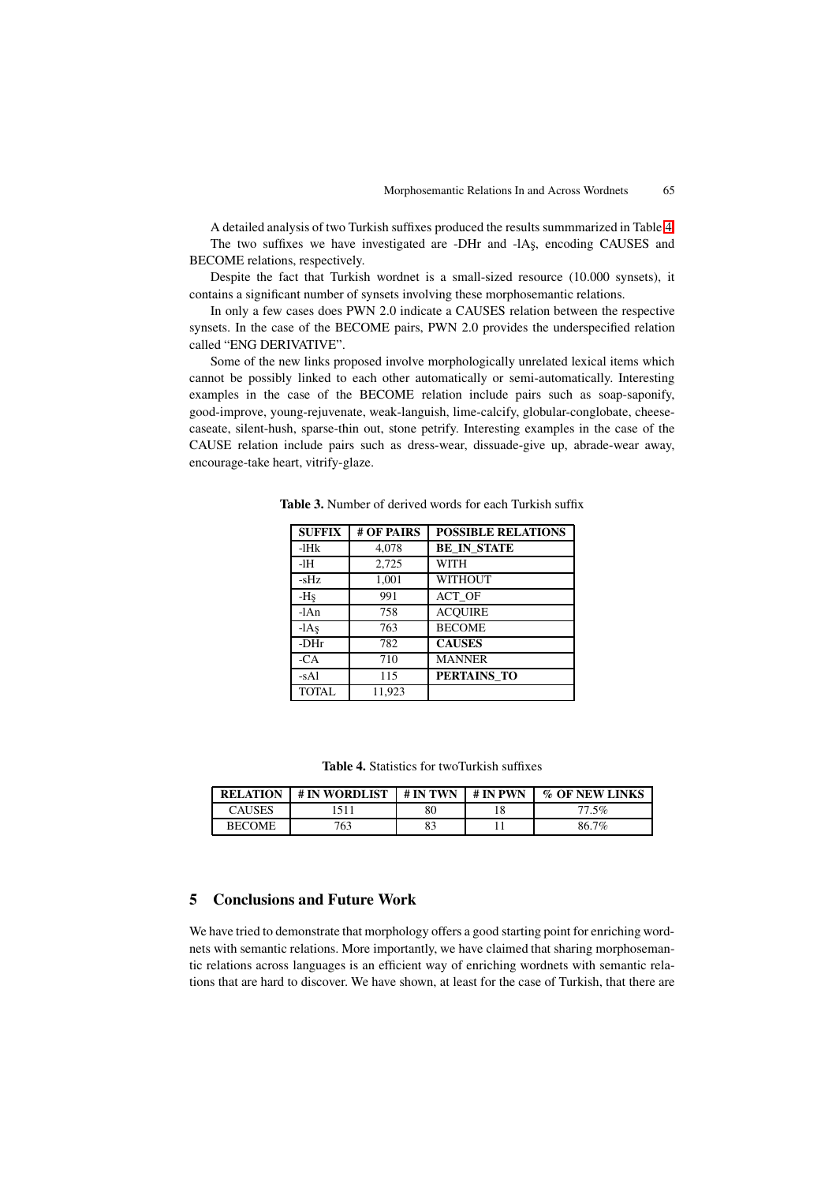A detailed analysis of two Turkish suffixes produced the results summmarized in Table 4.

The two suffixes we have investigated are -DHr and -lAş, encoding CAUSES and BECOME relations, respectively.

Despite the fact that Turkish wordnet is a small-sized resource (10.000 synsets), it contains a significant number of synsets involving these morphosemantic relations.

In only a few cases does PWN 2.0 indicate a CAUSES relation between the respective synsets. In the case of the BECOME pairs, PWN 2.0 provides the underspecified relation called "ENG DERIVATIVE".

Some of the new links proposed involve morphologically unrelated lexical items which cannot be possibly linked to each other automatically or semi-automatically. Interesting examples in the case of the BECOME relation include pairs such as soap-saponify, good-improve, young-rejuvenate, weak-languish, lime-calcify, globular-conglobate, cheese-caseate, silent-hush, sparse-thin out, stone petrify. Interesting examples in the case of the CAUSE relation include pairs such as dress-wear, dissuade-give up, abrade-wear away, encourage-take heart, vitrify-glaze.

**Table 3.** Number of derived words for each Turkish suffix

| SUFFIX | # OF PAIRS | POSSIBLE RELATIONS |
|---|---|---|
| -lHk | 4,078 | **BE_IN_STATE** |
| -lH | 2,725 | WITH |
| -sHz | 1,001 | WITHOUT |
| -Hş | 991 | ACT_OF |
| -lAn | 758 | ACQUIRE |
| -lAş | 763 | BECOME |
| -DHr | 782 | **CAUSES** |
| -CA | 710 | MANNER |
| -sAl | 115 | **PERTAINS_TO** |
| TOTAL | 11,923 | |

**Table 4.** Statistics for twoTurkish suffixes

| RELATION | # IN WORDLIST | # IN TWN | # IN PWN | % OF NEW LINKS |
|---|---|---|---|---|
| CAUSES | 1511 | 80 | 18 | 77.5% |
| BECOME | 763 | 83 | 11 | 86.7% |

## 5 Conclusions and Future Work

We have tried to demonstrate that morphology offers a good starting point for enriching wordnets with semantic relations. More importantly, we have claimed that sharing morphosemantic relations across languages is an efficient way of enriching wordnets with semantic relations that are hard to discover. We have shown, at least for the case of Turkish, that there are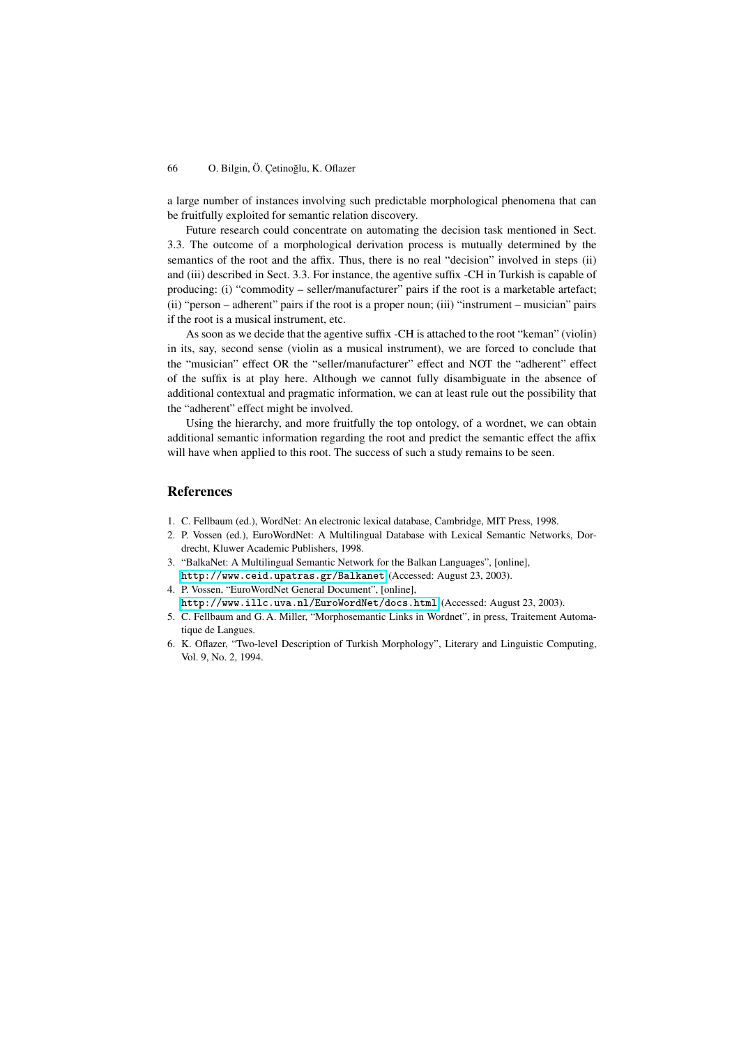a large number of instances involving such predictable morphological phenomena that can be fruitfully exploited for semantic relation discovery.

Future research could concentrate on automating the decision task mentioned in Sect. 3.3. The outcome of a morphological derivation process is mutually determined by the semantics of the root and the affix. Thus, there is no real "decision" involved in steps (ii) and (iii) described in Sect. 3.3. For instance, the agentive suffix -CH in Turkish is capable of producing: (i) "commodity – seller/manufacturer" pairs if the root is a marketable artefact; (ii) "person – adherent" pairs if the root is a proper noun; (iii) "instrument – musician" pairs if the root is a musical instrument, etc.

As soon as we decide that the agentive suffix -CH is attached to the root "keman" (violin) in its, say, second sense (violin as a musical instrument), we are forced to conclude that the "musician" effect OR the "seller/manufacturer" effect and NOT the "adherent" effect of the suffix is at play here. Although we cannot fully disambiguate in the absence of additional contextual and pragmatic information, we can at least rule out the possibility that the "adherent" effect might be involved.

Using the hierarchy, and more fruitfully the top ontology, of a wordnet, we can obtain additional semantic information regarding the root and predict the semantic effect the affix will have when applied to this root. The success of such a study remains to be seen.

## References

1. C. Fellbaum (ed.), WordNet: An electronic lexical database, Cambridge, MIT Press, 1998.
2. P. Vossen (ed.), EuroWordNet: A Multilingual Database with Lexical Semantic Networks, Dordrecht, Kluwer Academic Publishers, 1998.
3. "BalkaNet: A Multilingual Semantic Network for the Balkan Languages", [online], http://www.ceid.upatras.gr/Balkanet (Accessed: August 23, 2003).
4. P. Vossen, "EuroWordNet General Document", [online], http://www.illc.uva.nl/EuroWordNet/docs.html (Accessed: August 23, 2003).
5. C. Fellbaum and G. A. Miller, "Morphosemantic Links in Wordnet", in press, Traitement Automatique de Langues.
6. K. Oflazer, "Two-level Description of Turkish Morphology", Literary and Linguistic Computing, Vol. 9, No. 2, 1994.